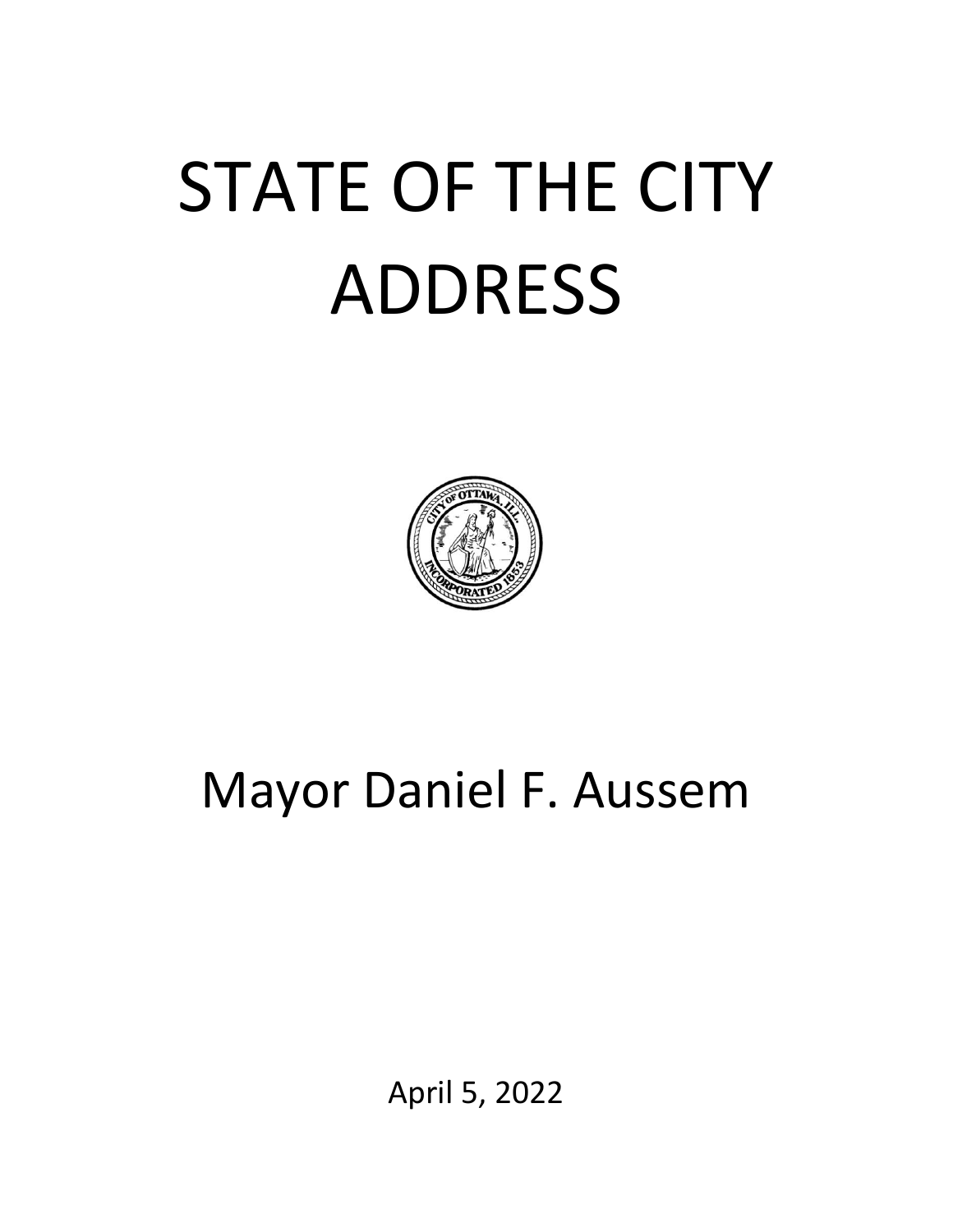# STATE OF THE CITY ADDRESS

Mayor Daniel F. Aussem

April 5, 2022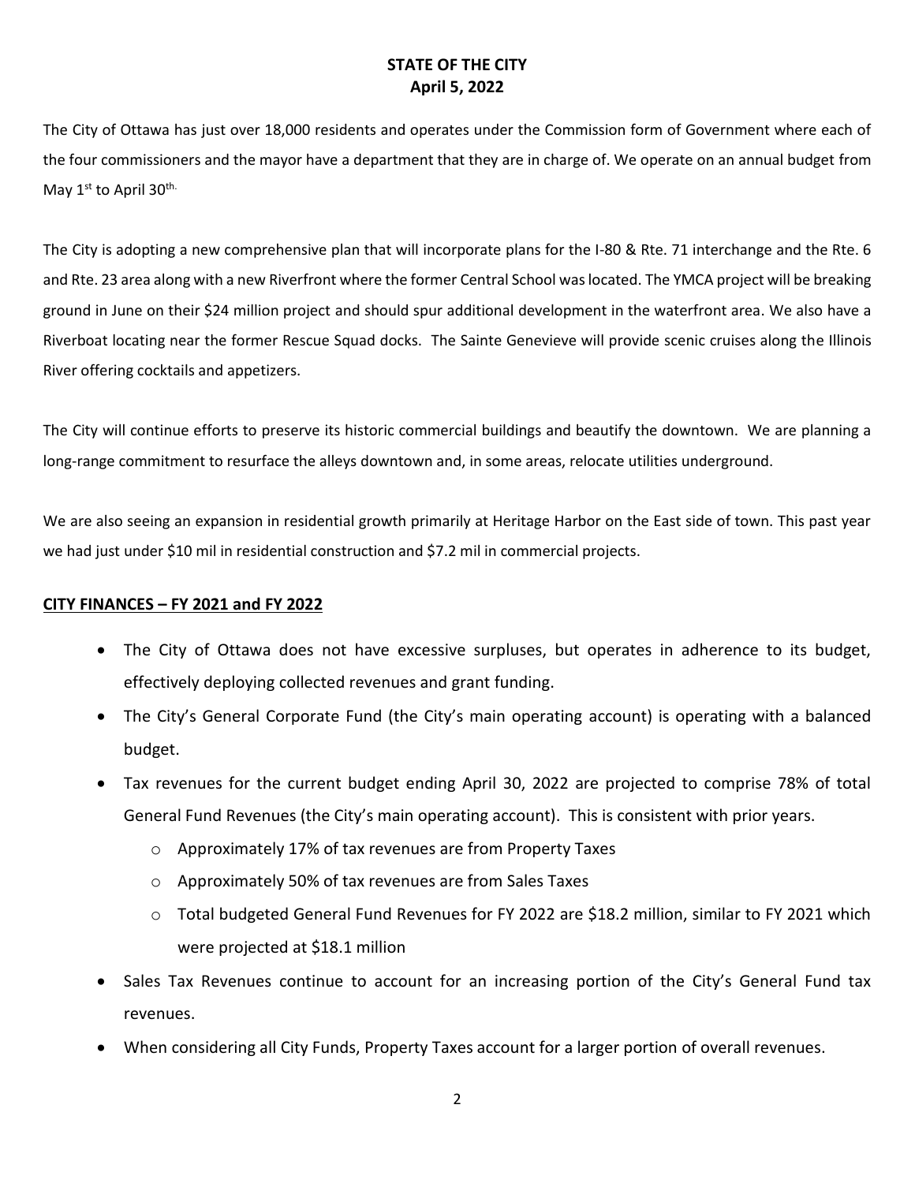# STATE OF THE CITY
## April 5, 2022

The City of Ottawa has just over 18,000 residents and operates under the Commission form of Government where each of the four commissioners and the mayor have a department that they are in charge of. We operate on an annual budget from May 1st to April 30th.

The City is adopting a new comprehensive plan that will incorporate plans for the I-80 & Rte. 71 interchange and the Rte. 6 and Rte. 23 area along with a new Riverfront where the former Central School was located. The YMCA project will be breaking ground in June on their $24 million project and should spur additional development in the waterfront area. We also have a Riverboat locating near the former Rescue Squad docks. The Sainte Genevieve will provide scenic cruises along the Illinois River offering cocktails and appetizers.

The City will continue efforts to preserve its historic commercial buildings and beautify the downtown. We are planning a long-range commitment to resurface the alleys downtown and, in some areas, relocate utilities underground.

We are also seeing an expansion in residential growth primarily at Heritage Harbor on the East side of town. This past year we had just under $10 mil in residential construction and $7.2 mil in commercial projects.

## CITY FINANCES – FY 2021 and FY 2022

- The City of Ottawa does not have excessive surpluses, but operates in adherence to its budget, effectively deploying collected revenues and grant funding.
- The City's General Corporate Fund (the City's main operating account) is operating with a balanced budget.
- Tax revenues for the current budget ending April 30, 2022 are projected to comprise 78% of total General Fund Revenues (the City's main operating account). This is consistent with prior years.
  - Approximately 17% of tax revenues are from Property Taxes
  - Approximately 50% of tax revenues are from Sales Taxes
  - Total budgeted General Fund Revenues for FY 2022 are $18.2 million, similar to FY 2021 which were projected at $18.1 million
- Sales Tax Revenues continue to account for an increasing portion of the City's General Fund tax revenues.
- When considering all City Funds, Property Taxes account for a larger portion of overall revenues.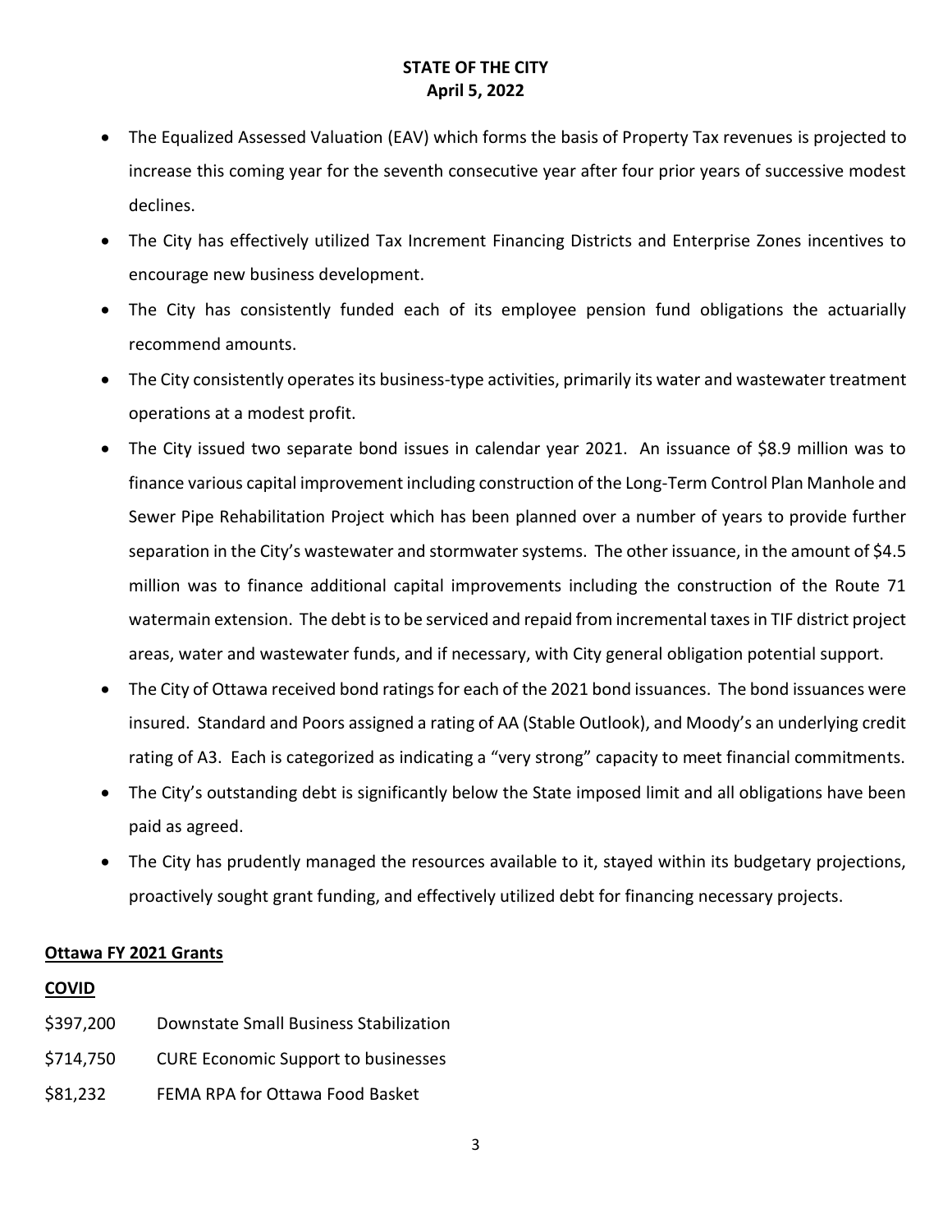- The Equalized Assessed Valuation (EAV) which forms the basis of Property Tax revenues is projected to increase this coming year for the seventh consecutive year after four prior years of successive modest declines.
- The City has effectively utilized Tax Increment Financing Districts and Enterprise Zones incentives to encourage new business development.
- The City has consistently funded each of its employee pension fund obligations the actuarially recommend amounts.
- The City consistently operates its business-type activities, primarily its water and wastewater treatment operations at a modest profit.
- The City issued two separate bond issues in calendar year 2021. An issuance of $8.9 million was to finance various capital improvement including construction of the Long-Term Control Plan Manhole and Sewer Pipe Rehabilitation Project which has been planned over a number of years to provide further separation in the City's wastewater and stormwater systems. The other issuance, in the amount of $4.5 million was to finance additional capital improvements including the construction of the Route 71 watermain extension. The debt is to be serviced and repaid from incremental taxes in TIF district project areas, water and wastewater funds, and if necessary, with City general obligation potential support.
- The City of Ottawa received bond ratings for each of the 2021 bond issuances. The bond issuances were insured. Standard and Poors assigned a rating of AA (Stable Outlook), and Moody's an underlying credit rating of A3. Each is categorized as indicating a "very strong" capacity to meet financial commitments.
- The City's outstanding debt is significantly below the State imposed limit and all obligations have been paid as agreed.
- The City has prudently managed the resources available to it, stayed within its budgetary projections, proactively sought grant funding, and effectively utilized debt for financing necessary projects.

**Ottawa FY 2021 Grants**

**COVID**

$397,200 Downstate Small Business Stabilization

$714,750 CURE Economic Support to businesses

$81,232 FEMA RPA for Ottawa Food Basket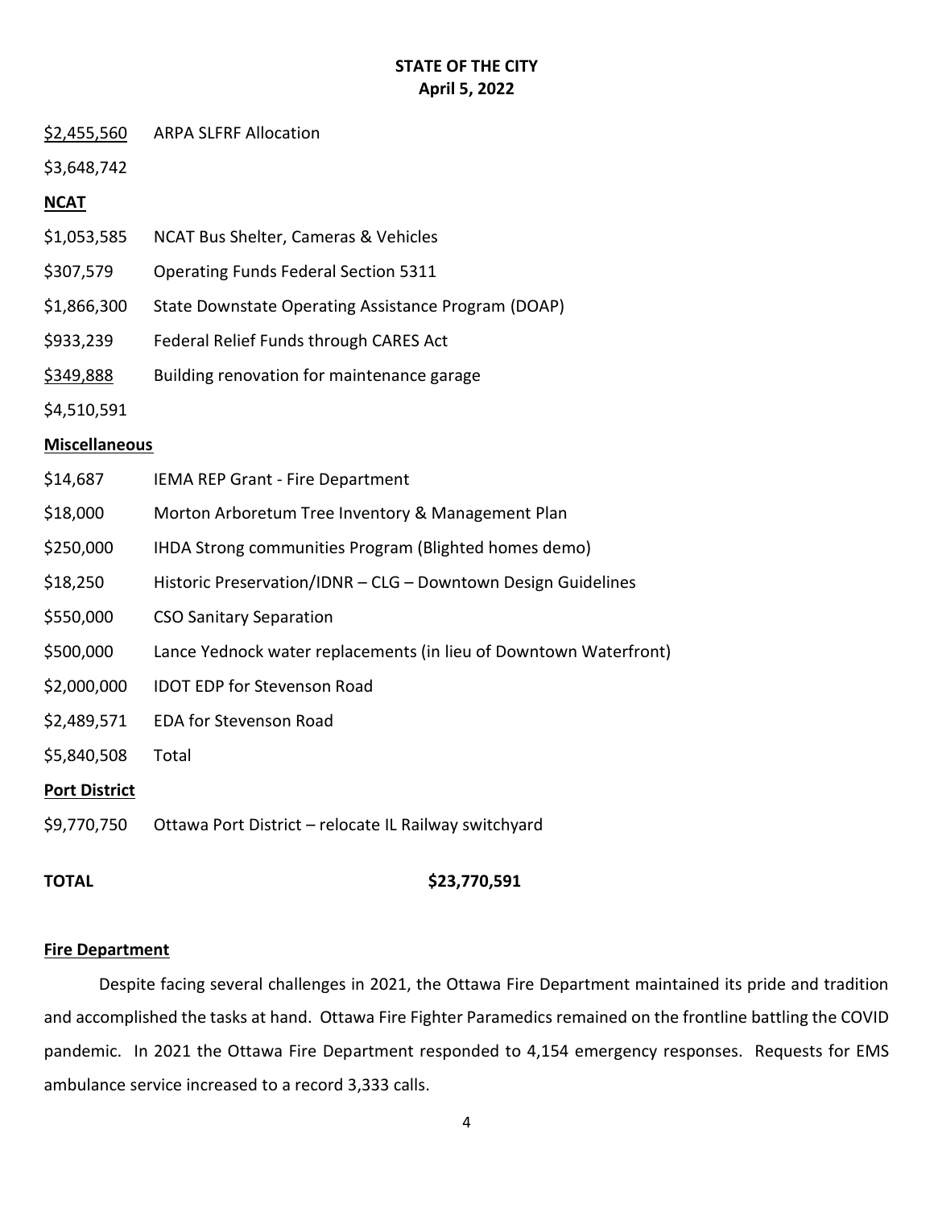**STATE OF THE CITY**
**April 5, 2022**

$2,455,560 ARPA SLFRF Allocation

$3,648,742

**NCAT**

$1,053,585 NCAT Bus Shelter, Cameras & Vehicles

$307,579 Operating Funds Federal Section 5311

$1,866,300 State Downstate Operating Assistance Program (DOAP)

$933,239 Federal Relief Funds through CARES Act

$349,888 Building renovation for maintenance garage

$4,510,591

**Miscellaneous**

$14,687 IEMA REP Grant - Fire Department

$18,000 Morton Arboretum Tree Inventory & Management Plan

$250,000 IHDA Strong communities Program (Blighted homes demo)

$18,250 Historic Preservation/IDNR – CLG – Downtown Design Guidelines

$550,000 CSO Sanitary Separation

$500,000 Lance Yednock water replacements (in lieu of Downtown Waterfront)

$2,000,000 IDOT EDP for Stevenson Road

$2,489,571 EDA for Stevenson Road

$5,840,508 Total

**Port District**

$9,770,750 Ottawa Port District – relocate IL Railway switchyard

**TOTAL** **$23,770,591**

**Fire Department**

Despite facing several challenges in 2021, the Ottawa Fire Department maintained its pride and tradition and accomplished the tasks at hand. Ottawa Fire Fighter Paramedics remained on the frontline battling the COVID pandemic. In 2021 the Ottawa Fire Department responded to 4,154 emergency responses. Requests for EMS ambulance service increased to a record 3,333 calls.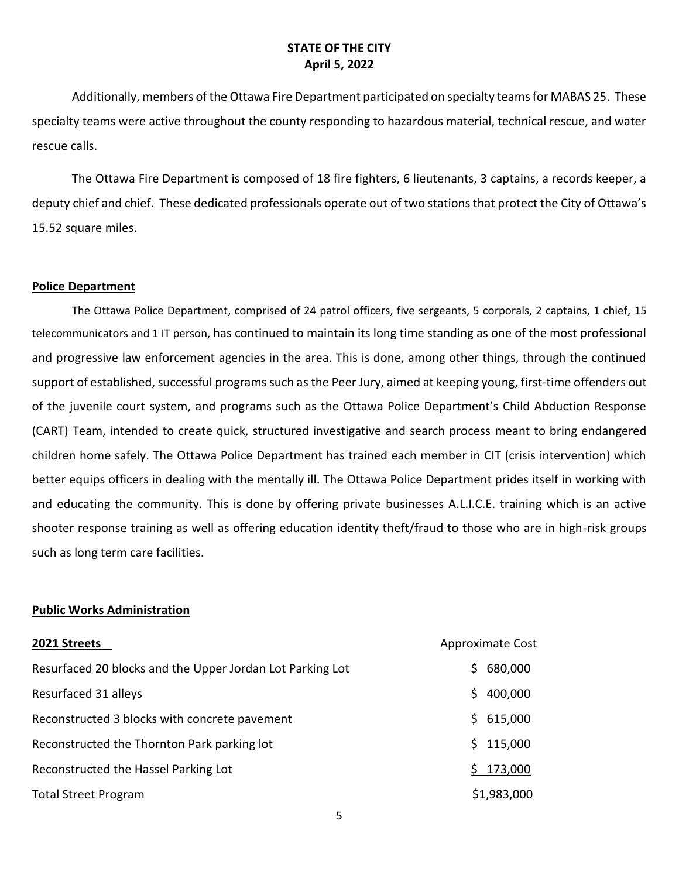Additionally, members of the Ottawa Fire Department participated on specialty teams for MABAS 25. These specialty teams were active throughout the county responding to hazardous material, technical rescue, and water rescue calls.

The Ottawa Fire Department is composed of 18 fire fighters, 6 lieutenants, 3 captains, a records keeper, a deputy chief and chief. These dedicated professionals operate out of two stations that protect the City of Ottawa's 15.52 square miles.

## Police Department

The Ottawa Police Department, comprised of 24 patrol officers, five sergeants, 5 corporals, 2 captains, 1 chief, 15 telecommunicators and 1 IT person, has continued to maintain its long time standing as one of the most professional and progressive law enforcement agencies in the area. This is done, among other things, through the continued support of established, successful programs such as the Peer Jury, aimed at keeping young, first-time offenders out of the juvenile court system, and programs such as the Ottawa Police Department's Child Abduction Response (CART) Team, intended to create quick, structured investigative and search process meant to bring endangered children home safely. The Ottawa Police Department has trained each member in CIT (crisis intervention) which better equips officers in dealing with the mentally ill. The Ottawa Police Department prides itself in working with and educating the community. This is done by offering private businesses A.L.I.C.E. training which is an active shooter response training as well as offering education identity theft/fraud to those who are in high-risk groups such as long term care facilities.

## Public Works Administration

| **2021 Streets** | Approximate Cost |
|---|---|
| Resurfaced 20 blocks and the Upper Jordan Lot Parking Lot | $ 680,000 |
| Resurfaced 31 alleys | $ 400,000 |
| Reconstructed 3 blocks with concrete pavement | $ 615,000 |
| Reconstructed the Thornton Park parking lot | $ 115,000 |
| Reconstructed the Hassel Parking Lot | $ 173,000 |
| Total Street Program | $1,983,000 |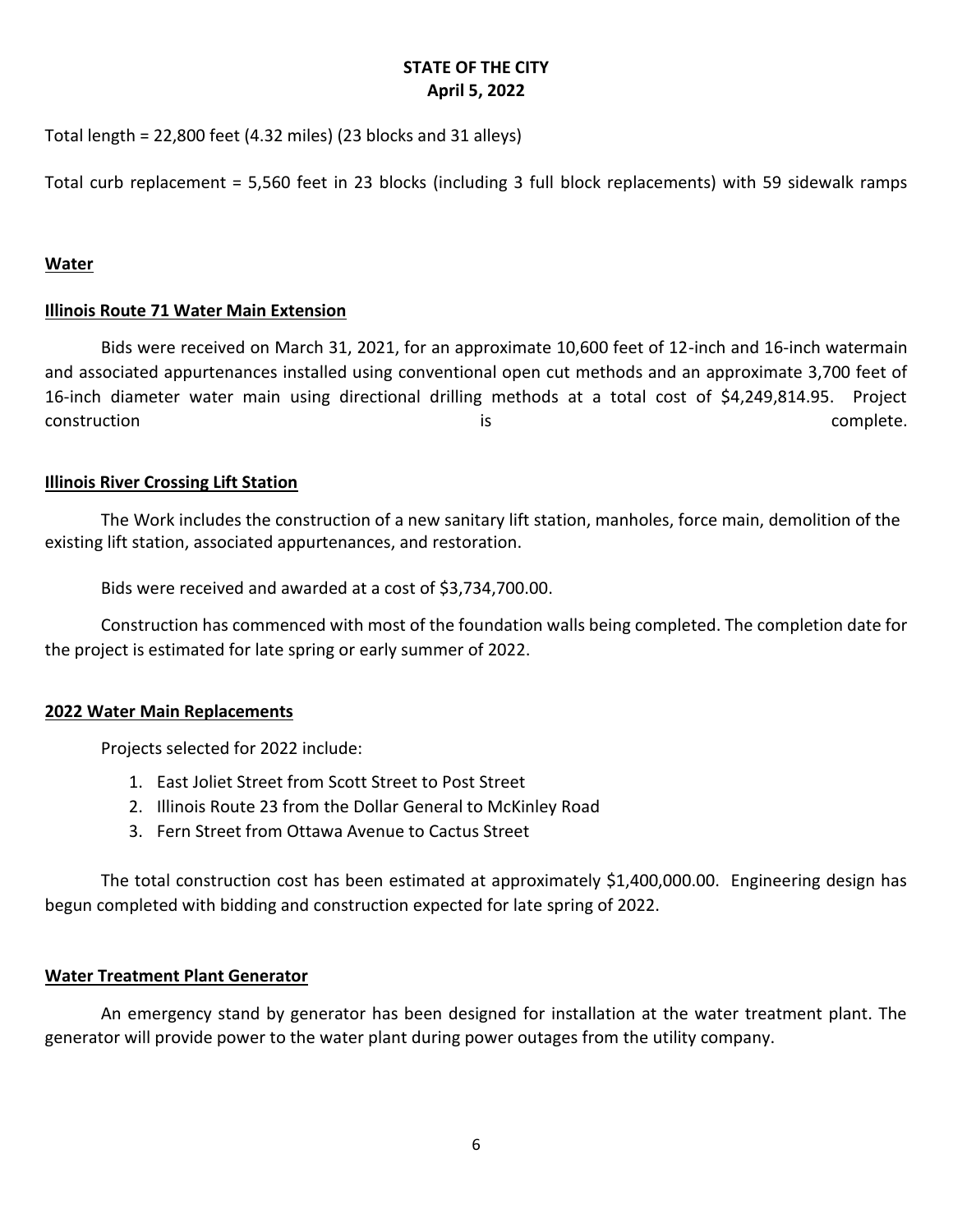Total length = 22,800 feet (4.32 miles) (23 blocks and 31 alleys)

Total curb replacement = 5,560 feet in 23 blocks (including 3 full block replacements) with 59 sidewalk ramps

## Water

### Illinois Route 71 Water Main Extension

Bids were received on March 31, 2021, for an approximate 10,600 feet of 12-inch and 16-inch watermain and associated appurtenances installed using conventional open cut methods and an approximate 3,700 feet of 16-inch diameter water main using directional drilling methods at a total cost of $4,249,814.95. Project construction is complete.

### Illinois River Crossing Lift Station

The Work includes the construction of a new sanitary lift station, manholes, force main, demolition of the existing lift station, associated appurtenances, and restoration.

Bids were received and awarded at a cost of $3,734,700.00.

Construction has commenced with most of the foundation walls being completed. The completion date for the project is estimated for late spring or early summer of 2022.

### 2022 Water Main Replacements

Projects selected for 2022 include:

1. East Joliet Street from Scott Street to Post Street
2. Illinois Route 23 from the Dollar General to McKinley Road
3. Fern Street from Ottawa Avenue to Cactus Street

The total construction cost has been estimated at approximately $1,400,000.00. Engineering design has begun completed with bidding and construction expected for late spring of 2022.

### Water Treatment Plant Generator

An emergency stand by generator has been designed for installation at the water treatment plant. The generator will provide power to the water plant during power outages from the utility company.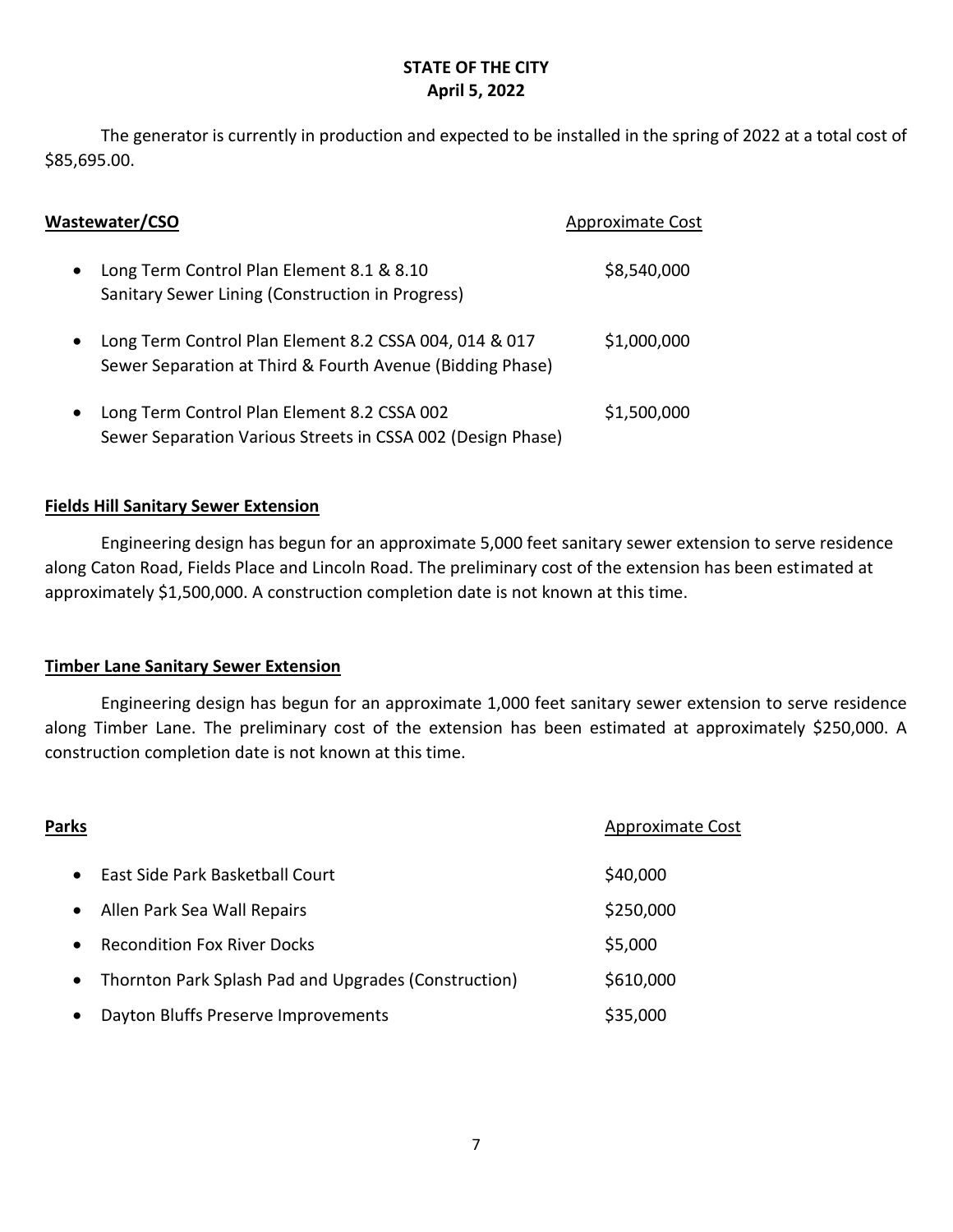The generator is currently in production and expected to be installed in the spring of 2022 at a total cost of $85,695.00.

| **Wastewater/CSO** | Approximate Cost |
|---|---|
| • Long Term Control Plan Element 8.1 & 8.10<br>Sanitary Sewer Lining (Construction in Progress) | $8,540,000 |
| • Long Term Control Plan Element 8.2 CSSA 004, 014 & 017<br>Sewer Separation at Third & Fourth Avenue (Bidding Phase) | $1,000,000 |
| • Long Term Control Plan Element 8.2 CSSA 002<br>Sewer Separation Various Streets in CSSA 002 (Design Phase) | $1,500,000 |

**Fields Hill Sanitary Sewer Extension**

Engineering design has begun for an approximate 5,000 feet sanitary sewer extension to serve residence along Caton Road, Fields Place and Lincoln Road. The preliminary cost of the extension has been estimated at approximately $1,500,000. A construction completion date is not known at this time.

**Timber Lane Sanitary Sewer Extension**

Engineering design has begun for an approximate 1,000 feet sanitary sewer extension to serve residence along Timber Lane. The preliminary cost of the extension has been estimated at approximately $250,000. A construction completion date is not known at this time.

| **Parks** | Approximate Cost |
|---|---|
| • East Side Park Basketball Court | $40,000 |
| • Allen Park Sea Wall Repairs | $250,000 |
| • Recondition Fox River Docks | $5,000 |
| • Thornton Park Splash Pad and Upgrades (Construction) | $610,000 |
| • Dayton Bluffs Preserve Improvements | $35,000 |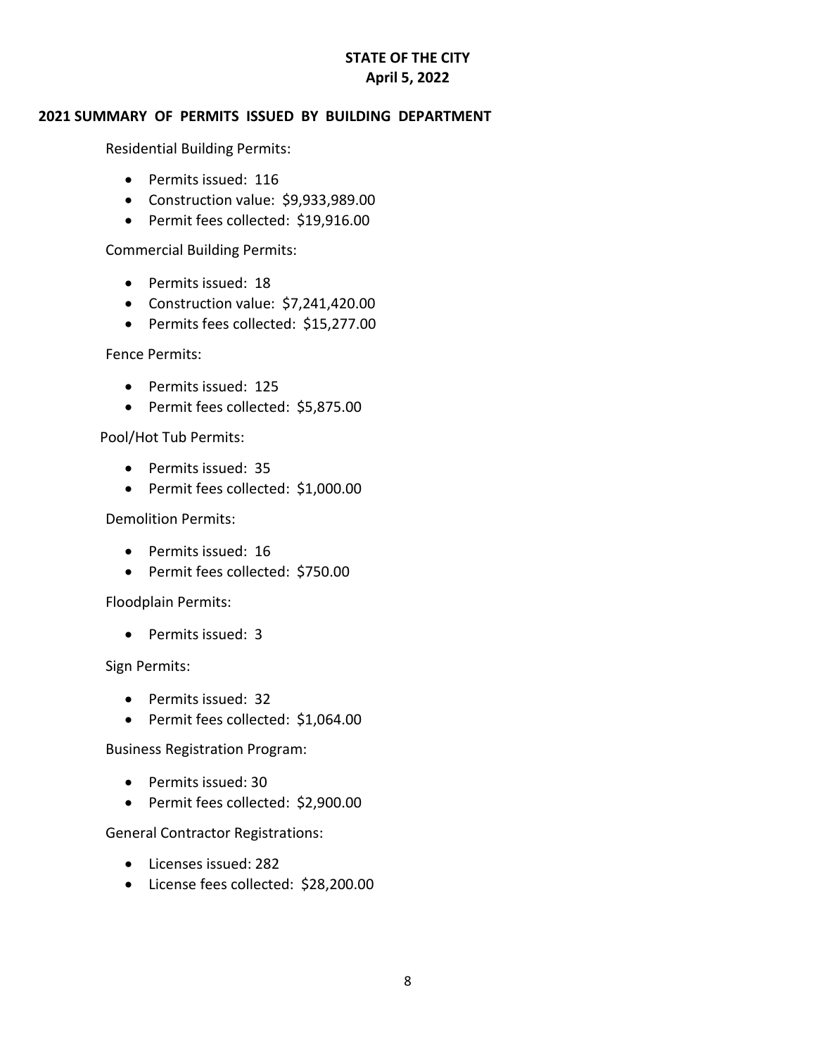**STATE OF THE CITY**
**April 5, 2022**

## 2021 SUMMARY OF PERMITS ISSUED BY BUILDING DEPARTMENT

Residential Building Permits:

- Permits issued: 116
- Construction value: $9,933,989.00
- Permit fees collected: $19,916.00

Commercial Building Permits:

- Permits issued: 18
- Construction value: $7,241,420.00
- Permits fees collected: $15,277.00

Fence Permits:

- Permits issued: 125
- Permit fees collected: $5,875.00

Pool/Hot Tub Permits:

- Permits issued: 35
- Permit fees collected: $1,000.00

Demolition Permits:

- Permits issued: 16
- Permit fees collected: $750.00

Floodplain Permits:

- Permits issued: 3

Sign Permits:

- Permits issued: 32
- Permit fees collected: $1,064.00

Business Registration Program:

- Permits issued: 30
- Permit fees collected: $2,900.00

General Contractor Registrations:

- Licenses issued: 282
- License fees collected: $28,200.00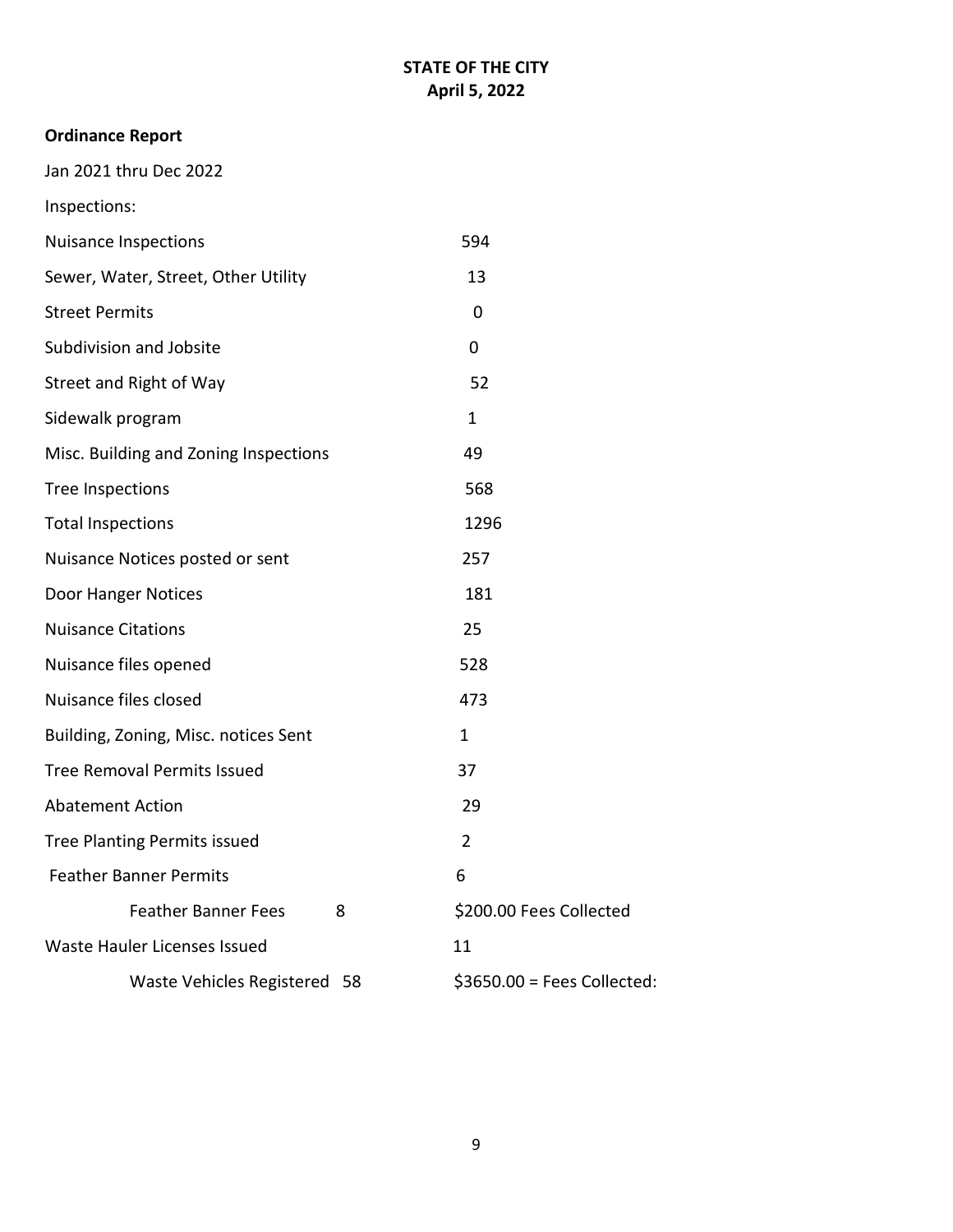**STATE OF THE CITY**
**April 5, 2022**

**Ordinance Report**

Jan 2021 thru Dec 2022

Inspections:

| | |
|---|---|
| Nuisance Inspections | 594 |
| Sewer, Water, Street, Other Utility | 13 |
| Street Permits | 0 |
| Subdivision and Jobsite | 0 |
| Street and Right of Way | 52 |
| Sidewalk program | 1 |
| Misc. Building and Zoning Inspections | 49 |
| Tree Inspections | 568 |
| Total Inspections | 1296 |
| Nuisance Notices posted or sent | 257 |
| Door Hanger Notices | 181 |
| Nuisance Citations | 25 |
| Nuisance files opened | 528 |
| Nuisance files closed | 473 |
| Building, Zoning, Misc. notices Sent | 1 |
| Tree Removal Permits Issued | 37 |
| Abatement Action | 29 |
| Tree Planting Permits issued | 2 |
| Feather Banner Permits | 6 |
| Feather Banner Fees 8 | $200.00 Fees Collected |
| Waste Hauler Licenses Issued | 11 |
| Waste Vehicles Registered 58 | $3650.00 = Fees Collected: |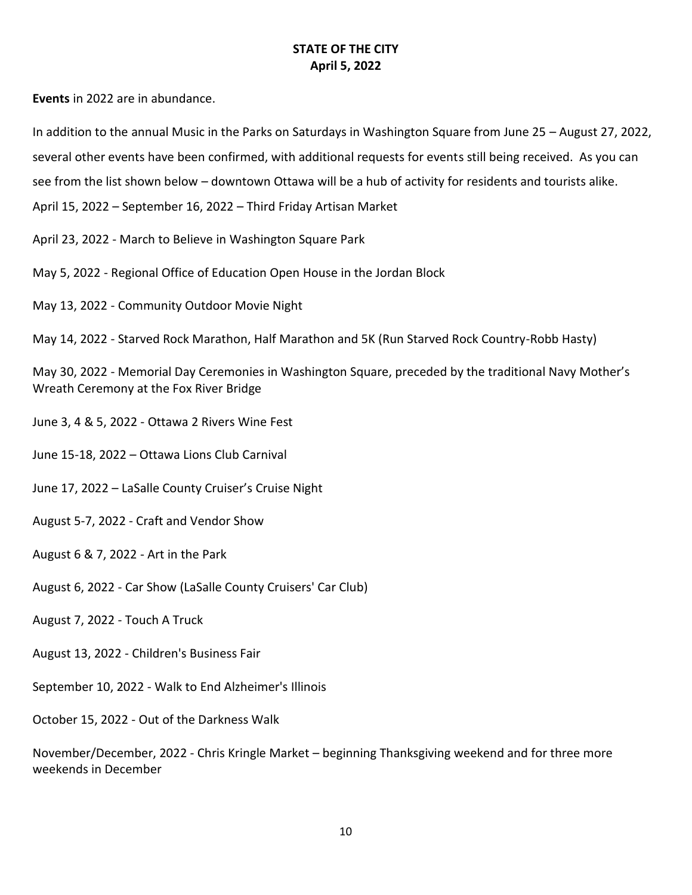**STATE OF THE CITY**
**April 5, 2022**

**Events** in 2022 are in abundance.

In addition to the annual Music in the Parks on Saturdays in Washington Square from June 25 – August 27, 2022, several other events have been confirmed, with additional requests for events still being received. As you can see from the list shown below – downtown Ottawa will be a hub of activity for residents and tourists alike.

April 15, 2022 – September 16, 2022 – Third Friday Artisan Market

April 23, 2022 - March to Believe in Washington Square Park

May 5, 2022 - Regional Office of Education Open House in the Jordan Block

May 13, 2022 - Community Outdoor Movie Night

May 14, 2022 - Starved Rock Marathon, Half Marathon and 5K (Run Starved Rock Country-Robb Hasty)

May 30, 2022 - Memorial Day Ceremonies in Washington Square, preceded by the traditional Navy Mother's Wreath Ceremony at the Fox River Bridge

June 3, 4 & 5, 2022 - Ottawa 2 Rivers Wine Fest

June 15-18, 2022 – Ottawa Lions Club Carnival

June 17, 2022 – LaSalle County Cruiser's Cruise Night

August 5-7, 2022 - Craft and Vendor Show

August 6 & 7, 2022 - Art in the Park

August 6, 2022 - Car Show (LaSalle County Cruisers' Car Club)

August 7, 2022 - Touch A Truck

August 13, 2022 - Children's Business Fair

September 10, 2022 - Walk to End Alzheimer's Illinois

October 15, 2022 - Out of the Darkness Walk

November/December, 2022 - Chris Kringle Market – beginning Thanksgiving weekend and for three more weekends in December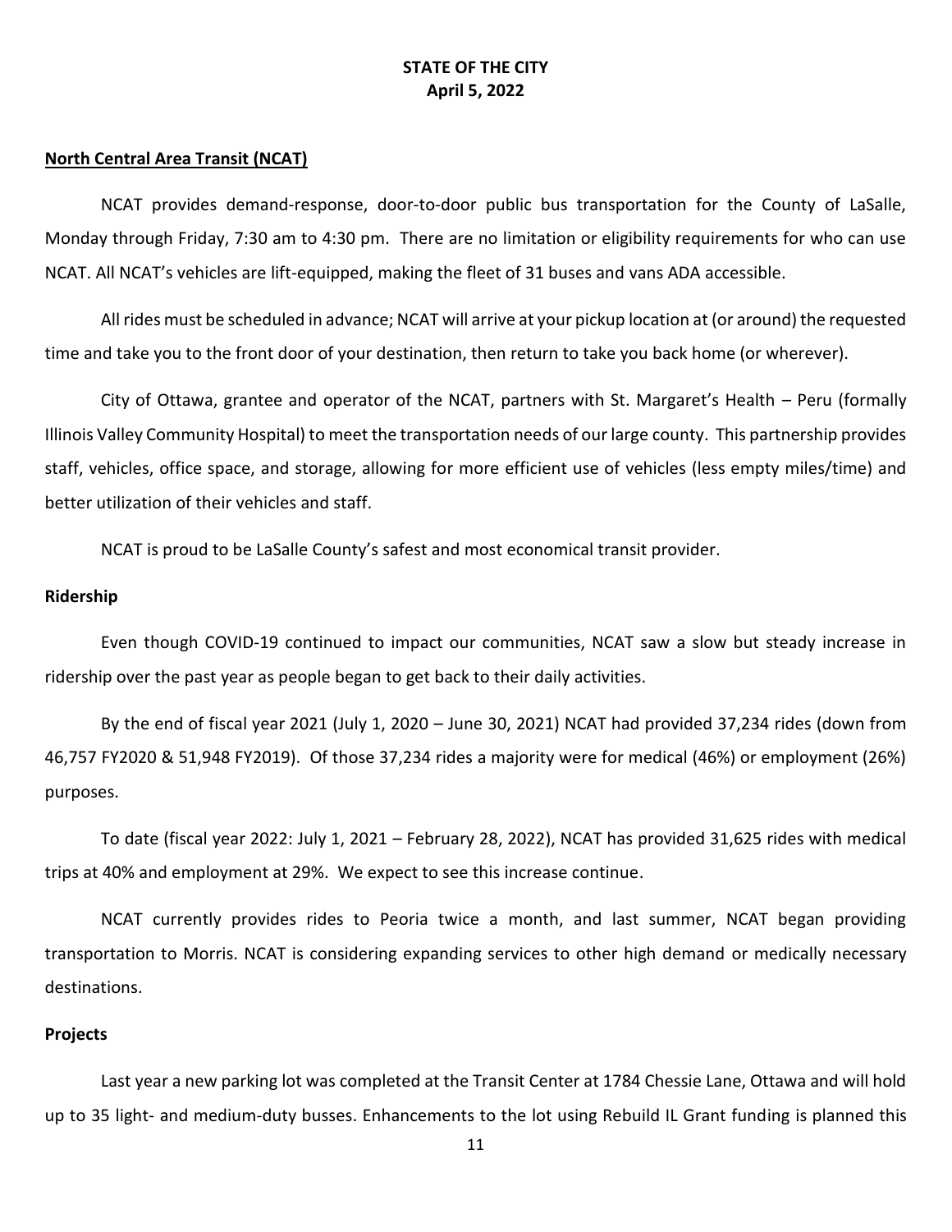**STATE OF THE CITY**
**April 5, 2022**

## North Central Area Transit (NCAT)

NCAT provides demand-response, door-to-door public bus transportation for the County of LaSalle, Monday through Friday, 7:30 am to 4:30 pm. There are no limitation or eligibility requirements for who can use NCAT. All NCAT's vehicles are lift-equipped, making the fleet of 31 buses and vans ADA accessible.

All rides must be scheduled in advance; NCAT will arrive at your pickup location at (or around) the requested time and take you to the front door of your destination, then return to take you back home (or wherever).

City of Ottawa, grantee and operator of the NCAT, partners with St. Margaret's Health – Peru (formally Illinois Valley Community Hospital) to meet the transportation needs of our large county. This partnership provides staff, vehicles, office space, and storage, allowing for more efficient use of vehicles (less empty miles/time) and better utilization of their vehicles and staff.

NCAT is proud to be LaSalle County's safest and most economical transit provider.

### Ridership

Even though COVID-19 continued to impact our communities, NCAT saw a slow but steady increase in ridership over the past year as people began to get back to their daily activities.

By the end of fiscal year 2021 (July 1, 2020 – June 30, 2021) NCAT had provided 37,234 rides (down from 46,757 FY2020 & 51,948 FY2019). Of those 37,234 rides a majority were for medical (46%) or employment (26%) purposes.

To date (fiscal year 2022: July 1, 2021 – February 28, 2022), NCAT has provided 31,625 rides with medical trips at 40% and employment at 29%. We expect to see this increase continue.

NCAT currently provides rides to Peoria twice a month, and last summer, NCAT began providing transportation to Morris. NCAT is considering expanding services to other high demand or medically necessary destinations.

### Projects

Last year a new parking lot was completed at the Transit Center at 1784 Chessie Lane, Ottawa and will hold up to 35 light- and medium-duty busses. Enhancements to the lot using Rebuild IL Grant funding is planned this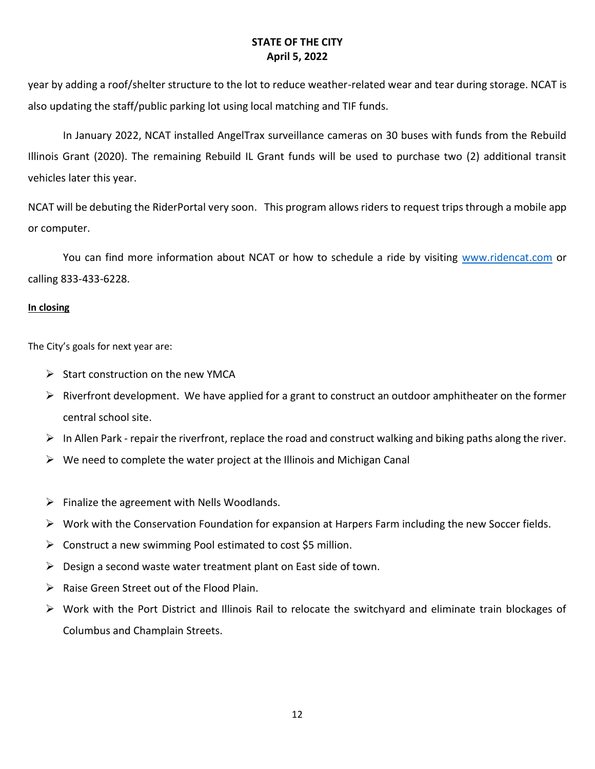year by adding a roof/shelter structure to the lot to reduce weather-related wear and tear during storage. NCAT is also updating the staff/public parking lot using local matching and TIF funds.

In January 2022, NCAT installed AngelTrax surveillance cameras on 30 buses with funds from the Rebuild Illinois Grant (2020). The remaining Rebuild IL Grant funds will be used to purchase two (2) additional transit vehicles later this year.

NCAT will be debuting the RiderPortal very soon. This program allows riders to request trips through a mobile app or computer.

You can find more information about NCAT or how to schedule a ride by visiting www.ridencat.com or calling 833-433-6228.

**In closing**

The City's goals for next year are:

- Start construction on the new YMCA
- Riverfront development. We have applied for a grant to construct an outdoor amphitheater on the former central school site.
- In Allen Park - repair the riverfront, replace the road and construct walking and biking paths along the river.
- We need to complete the water project at the Illinois and Michigan Canal
- Finalize the agreement with Nells Woodlands.
- Work with the Conservation Foundation for expansion at Harpers Farm including the new Soccer fields.
- Construct a new swimming Pool estimated to cost $5 million.
- Design a second waste water treatment plant on East side of town.
- Raise Green Street out of the Flood Plain.
- Work with the Port District and Illinois Rail to relocate the switchyard and eliminate train blockages of Columbus and Champlain Streets.